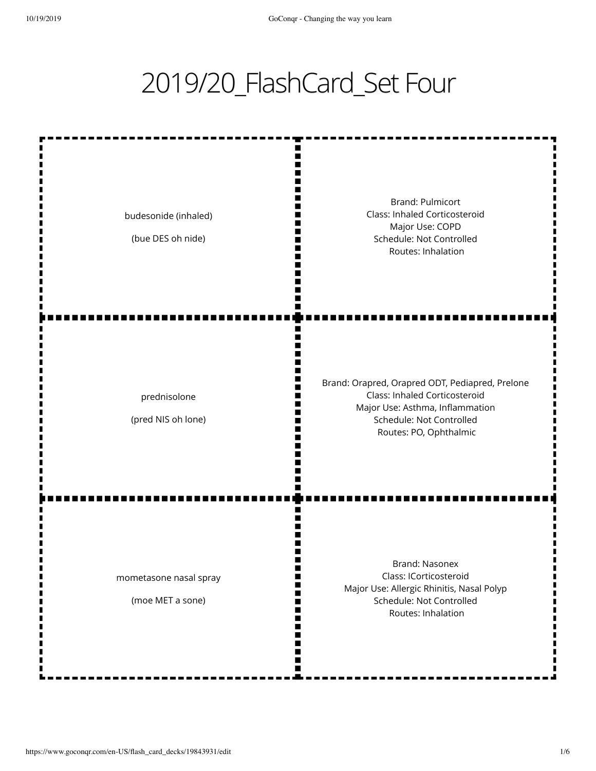# 2019/20_FlashCard_Set Four

| | |
|---|---|
| budesonide (inhaled)<br><br>(bue DES oh nide) | Brand: Pulmicort<br>Class: Inhaled Corticosteroid<br>Major Use: COPD<br>Schedule: Not Controlled<br>Routes: Inhalation |
| prednisolone<br><br>(pred NIS oh lone) | Brand: Orapred, Orapred ODT, Pediapred, Prelone<br>Class: Inhaled Corticosteroid<br>Major Use: Asthma, Inflammation<br>Schedule: Not Controlled<br>Routes: PO, Ophthalmic |
| mometasone nasal spray<br><br>(moe MET a sone) | Brand: Nasonex<br>Class: ICorticosteroid<br>Major Use: Allergic Rhinitis, Nasal Polyp<br>Schedule: Not Controlled<br>Routes: Inhalation |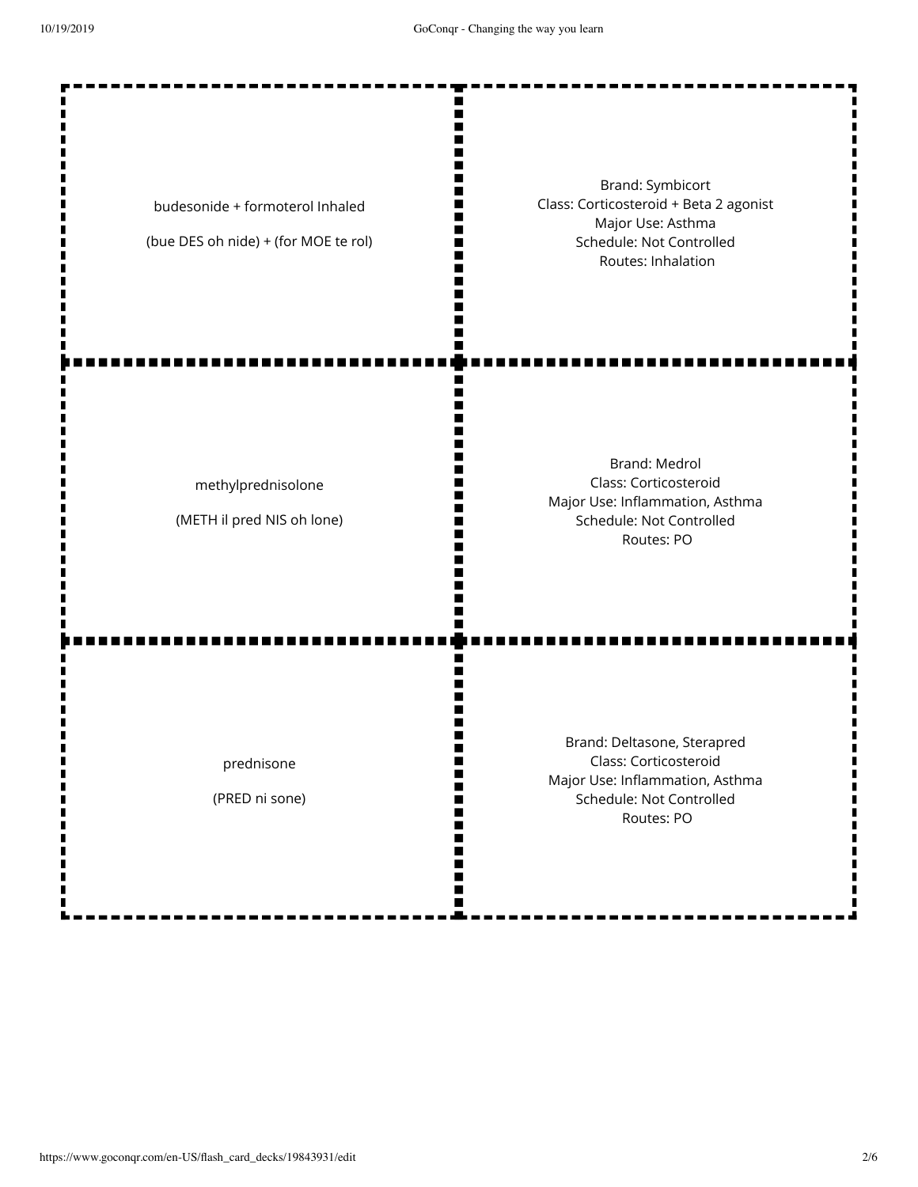| Term | Definition |
| --- | --- |
| budesonide + formoterol Inhaled<br><br>(bue DES oh nide) + (for MOE te rol) | Brand: Symbicort<br>Class: Corticosteroid + Beta 2 agonist<br>Major Use: Asthma<br>Schedule: Not Controlled<br>Routes: Inhalation |
| methylprednisolone<br><br>(METH il pred NIS oh lone) | Brand: Medrol<br>Class: Corticosteroid<br>Major Use: Inflammation, Asthma<br>Schedule: Not Controlled<br>Routes: PO |
| prednisone<br><br>(PRED ni sone) | Brand: Deltasone, Sterapred<br>Class: Corticosteroid<br>Major Use: Inflammation, Asthma<br>Schedule: Not Controlled<br>Routes: PO |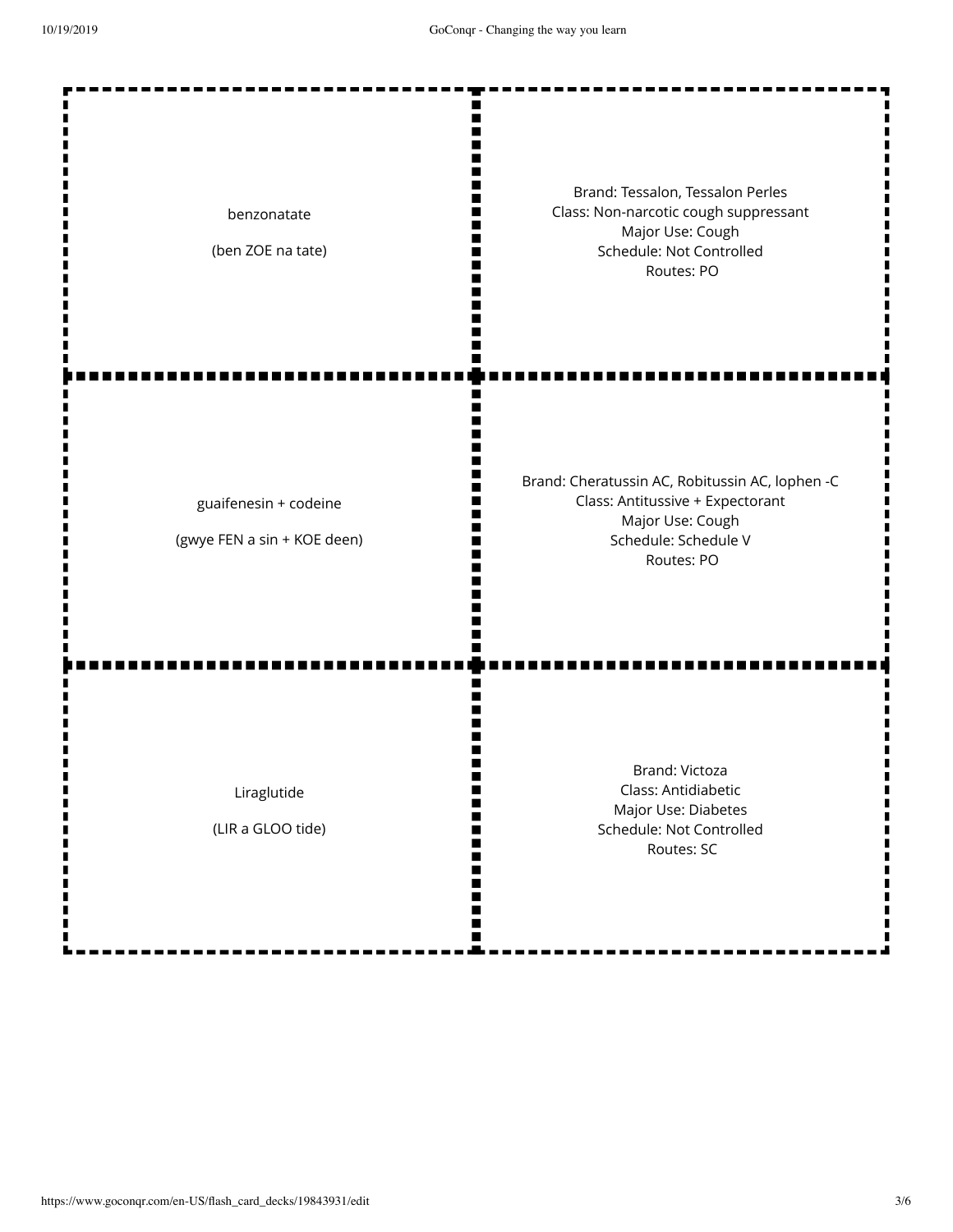| | |
|---|---|
| benzonatate<br><br>(ben ZOE na tate) | Brand: Tessalon, Tessalon Perles<br>Class: Non-narcotic cough suppressant<br>Major Use: Cough<br>Schedule: Not Controlled<br>Routes: PO |
| guaifenesin + codeine<br><br>(gwye FEN a sin + KOE deen) | Brand: Cheratussin AC, Robitussin AC, lophen -C<br>Class: Antitussive + Expectorant<br>Major Use: Cough<br>Schedule: Schedule V<br>Routes: PO |
| Liraglutide<br><br>(LIR a GLOO tide) | Brand: Victoza<br>Class: Antidiabetic<br>Major Use: Diabetes<br>Schedule: Not Controlled<br>Routes: SC |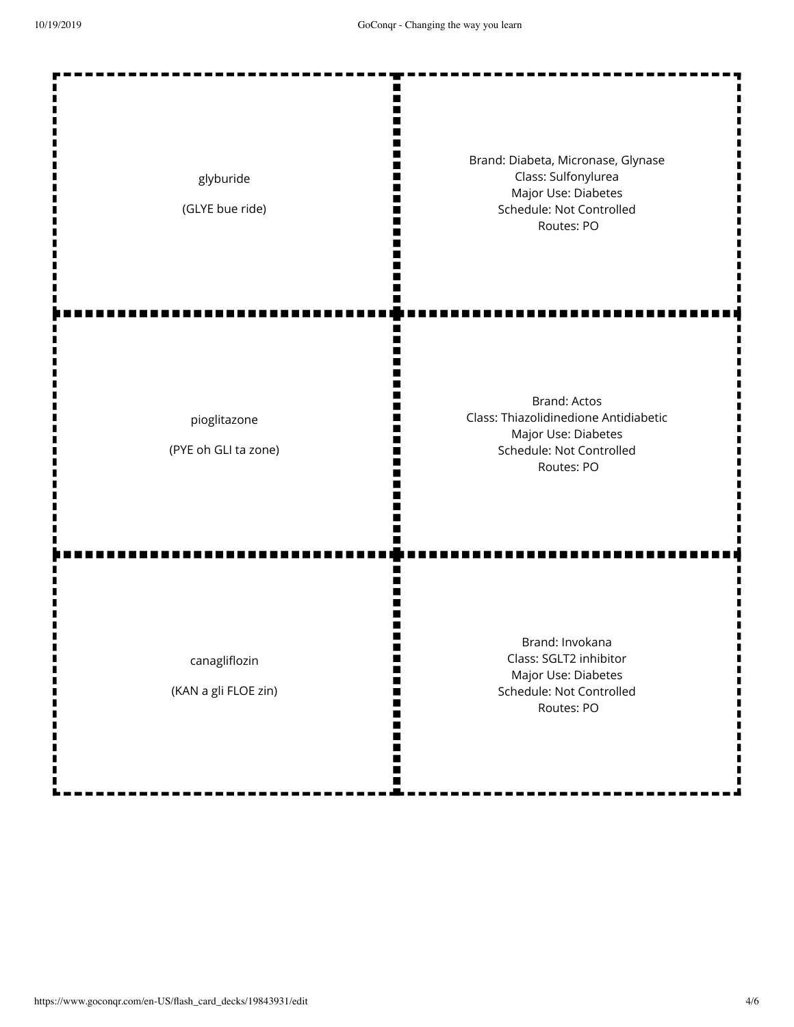| Drug | Details |
| --- | --- |
| glyburide<br><br>(GLYE bue ride) | Brand: Diabeta, Micronase, Glynase<br>Class: Sulfonylurea<br>Major Use: Diabetes<br>Schedule: Not Controlled<br>Routes: PO |
| pioglitazone<br><br>(PYE oh GLI ta zone) | Brand: Actos<br>Class: Thiazolidinedione Antidiabetic<br>Major Use: Diabetes<br>Schedule: Not Controlled<br>Routes: PO |
| canagliflozin<br><br>(KAN a gli FLOE zin) | Brand: Invokana<br>Class: SGLT2 inhibitor<br>Major Use: Diabetes<br>Schedule: Not Controlled<br>Routes: PO |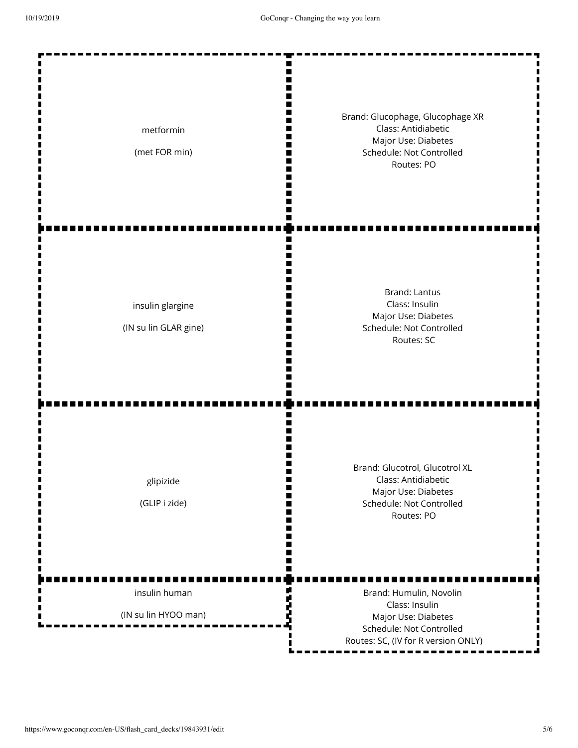| Term | Definition |
| --- | --- |
| metformin (met FOR min) | Brand: Glucophage, Glucophage XR<br>Class: Antidiabetic<br>Major Use: Diabetes<br>Schedule: Not Controlled<br>Routes: PO |
| insulin glargine (IN su lin GLAR gine) | Brand: Lantus<br>Class: Insulin<br>Major Use: Diabetes<br>Schedule: Not Controlled<br>Routes: SC |
| glipizide (GLIP i zide) | Brand: Glucotrol, Glucotrol XL<br>Class: Antidiabetic<br>Major Use: Diabetes<br>Schedule: Not Controlled<br>Routes: PO |
| insulin human (IN su lin HYOO man) | Brand: Humulin, Novolin<br>Class: Insulin<br>Major Use: Diabetes<br>Schedule: Not Controlled<br>Routes: SC, (IV for R version ONLY) |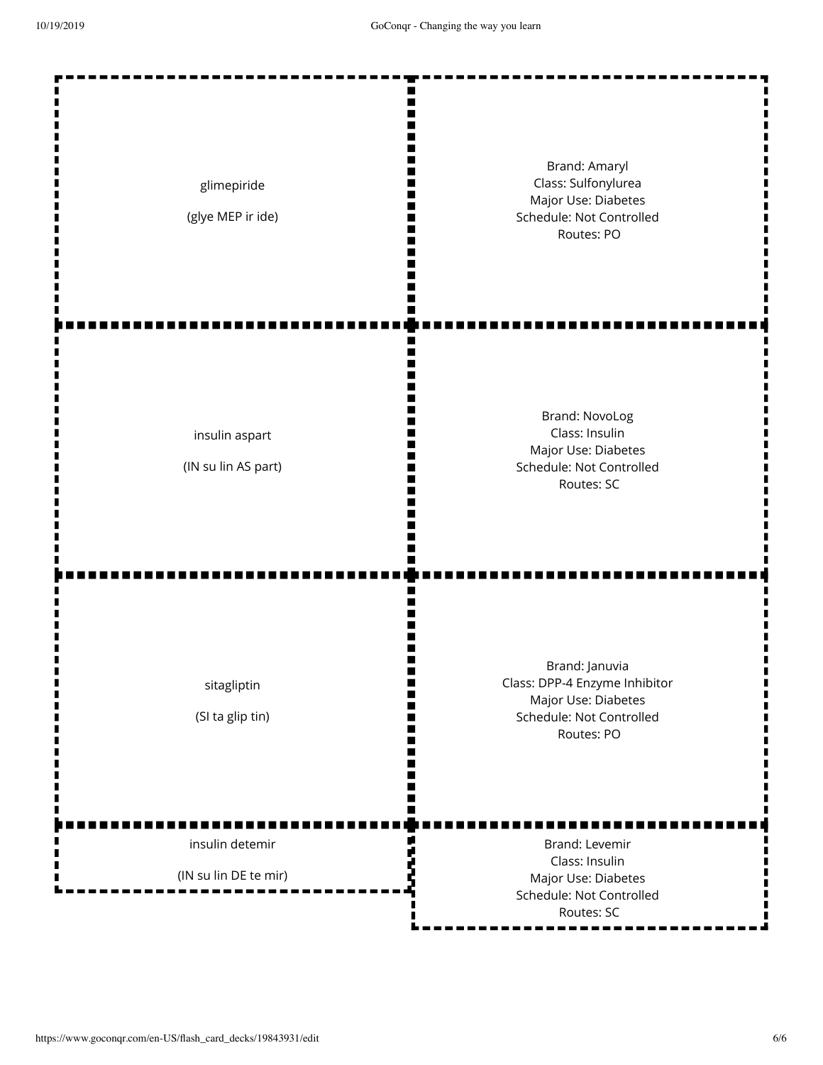| | |
|---|---|
| glimepiride<br><br>(glye MEP ir ide) | Brand: Amaryl<br>Class: Sulfonylurea<br>Major Use: Diabetes<br>Schedule: Not Controlled<br>Routes: PO |
| insulin aspart<br><br>(IN su lin AS part) | Brand: NovoLog<br>Class: Insulin<br>Major Use: Diabetes<br>Schedule: Not Controlled<br>Routes: SC |
| sitagliptin<br><br>(SI ta glip tin) | Brand: Januvia<br>Class: DPP-4 Enzyme Inhibitor<br>Major Use: Diabetes<br>Schedule: Not Controlled<br>Routes: PO |
| insulin detemir<br><br>(IN su lin DE te mir) | Brand: Levemir<br>Class: Insulin<br>Major Use: Diabetes<br>Schedule: Not Controlled<br>Routes: SC |